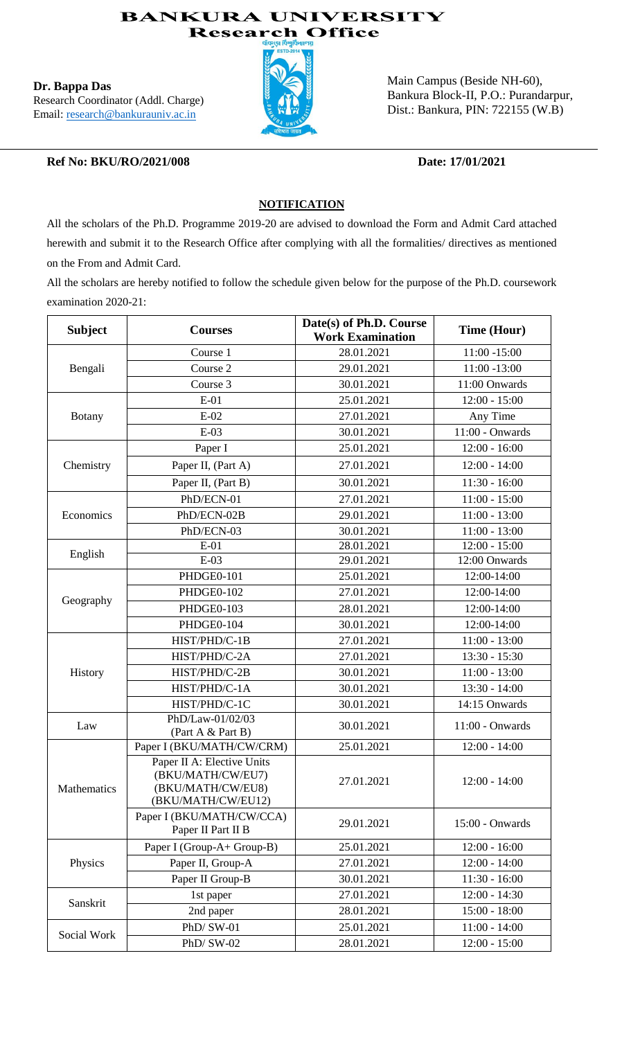# BANKURA UNIVERSITY
## Research Office

**Dr. Bappa Das**
Research Coordinator (Addl. Charge)
Email: research@bankurauniv.ac.in

Main Campus (Beside NH-60),
Bankura Block-II, P.O.: Purandarpur,
Dist.: Bankura, PIN: 722155 (W.B)

**Ref No: BKU/RO/2021/008** **Date: 17/01/2021**

**NOTIFICATION**

All the scholars of the Ph.D. Programme 2019-20 are advised to download the Form and Admit Card attached herewith and submit it to the Research Office after complying with all the formalities/ directives as mentioned on the From and Admit Card.

All the scholars are hereby notified to follow the schedule given below for the purpose of the Ph.D. coursework examination 2020-21:

| Subject | Courses | Date(s) of Ph.D. Course Work Examination | Time (Hour) |
|---|---|---|---|
| Bengali | Course 1 | 28.01.2021 | 11:00 -15:00 |
| | Course 2 | 29.01.2021 | 11:00 -13:00 |
| | Course 3 | 30.01.2021 | 11:00 Onwards |
| Botany | E-01 | 25.01.2021 | 12:00 - 15:00 |
| | E-02 | 27.01.2021 | Any Time |
| | E-03 | 30.01.2021 | 11:00 - Onwards |
| Chemistry | Paper I | 25.01.2021 | 12:00 - 16:00 |
| | Paper II, (Part A) | 27.01.2021 | 12:00 - 14:00 |
| | Paper II, (Part B) | 30.01.2021 | 11:30 - 16:00 |
| Economics | PhD/ECN-01 | 27.01.2021 | 11:00 - 15:00 |
| | PhD/ECN-02B | 29.01.2021 | 11:00 - 13:00 |
| | PhD/ECN-03 | 30.01.2021 | 11:00 - 13:00 |
| English | E-01 | 28.01.2021 | 12:00 - 15:00 |
| | E-03 | 29.01.2021 | 12:00 Onwards |
| Geography | PHDGE0-101 | 25.01.2021 | 12:00-14:00 |
| | PHDGE0-102 | 27.01.2021 | 12:00-14:00 |
| | PHDGE0-103 | 28.01.2021 | 12:00-14:00 |
| | PHDGE0-104 | 30.01.2021 | 12:00-14:00 |
| History | HIST/PHD/C-1B | 27.01.2021 | 11:00 - 13:00 |
| | HIST/PHD/C-2A | 27.01.2021 | 13:30 - 15:30 |
| | HIST/PHD/C-2B | 30.01.2021 | 11:00 - 13:00 |
| | HIST/PHD/C-1A | 30.01.2021 | 13:30 - 14:00 |
| | HIST/PHD/C-1C | 30.01.2021 | 14:15 Onwards |
| Law | PhD/Law-01/02/03 (Part A & Part B) | 30.01.2021 | 11:00 - Onwards |
| Mathematics | Paper I (BKU/MATH/CW/CRM) | 25.01.2021 | 12:00 - 14:00 |
| | Paper II A: Elective Units (BKU/MATH/CW/EU7) (BKU/MATH/CW/EU8) (BKU/MATH/CW/EU12) | 27.01.2021 | 12:00 - 14:00 |
| | Paper I (BKU/MATH/CW/CCA) Paper II Part II B | 29.01.2021 | 15:00 - Onwards |
| Physics | Paper I (Group-A+ Group-B) | 25.01.2021 | 12:00 - 16:00 |
| | Paper II, Group-A | 27.01.2021 | 12:00 - 14:00 |
| | Paper II Group-B | 30.01.2021 | 11:30 - 16:00 |
| Sanskrit | 1st paper | 27.01.2021 | 12:00 - 14:30 |
| | 2nd paper | 28.01.2021 | 15:00 - 18:00 |
| Social Work | PhD/ SW-01 | 25.01.2021 | 11:00 - 14:00 |
| | PhD/ SW-02 | 28.01.2021 | 12:00 - 15:00 |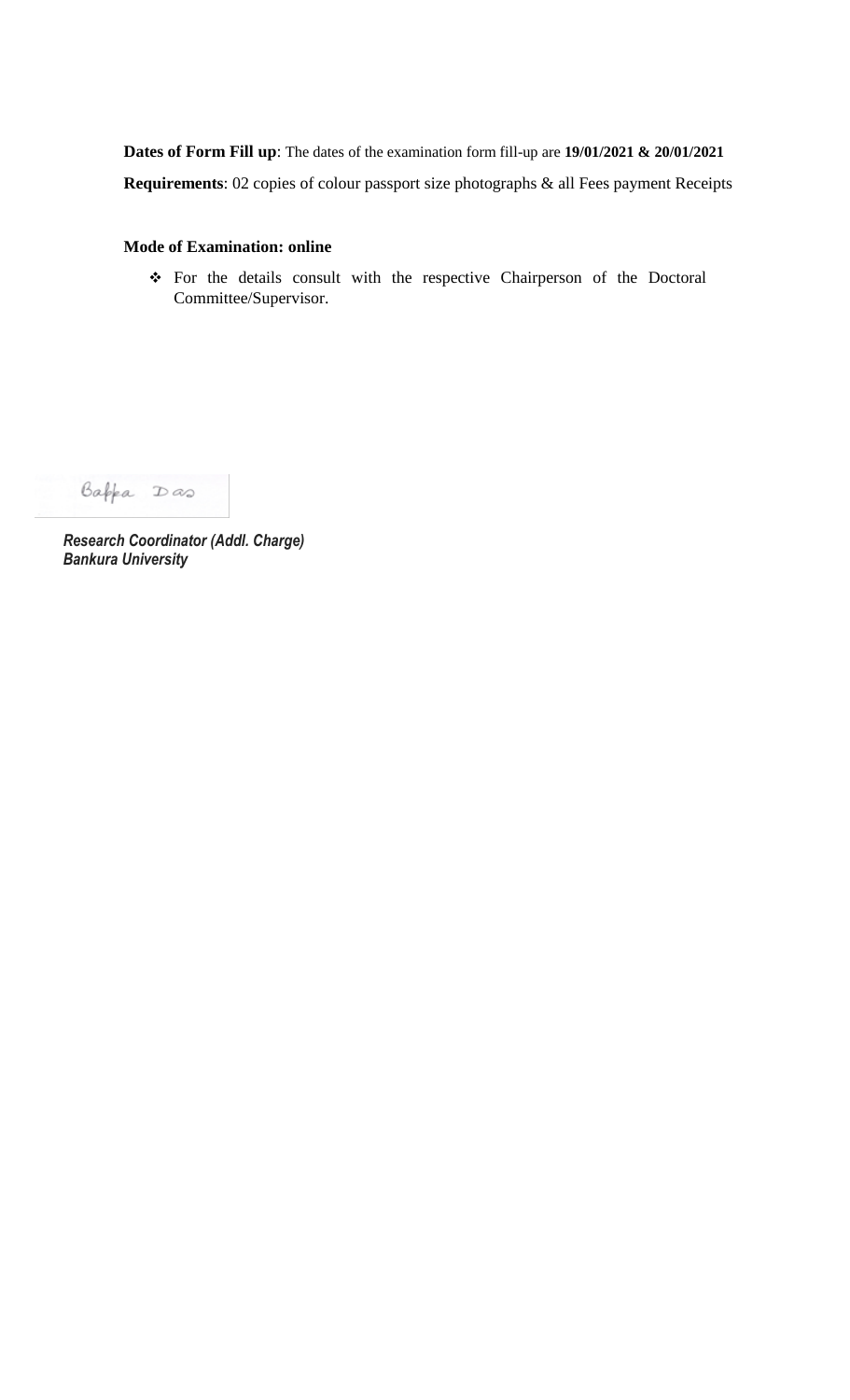**Dates of Form Fill up**: The dates of the examination form fill-up are **19/01/2021 & 20/01/2021**

**Requirements**: 02 copies of colour passport size photographs & all Fees payment Receipts

**Mode of Examination: online**

- For the details consult with the respective Chairperson of the Doctoral Committee/Supervisor.

Bappa Das

***Research Coordinator (Addl. Charge)***
***Bankura University***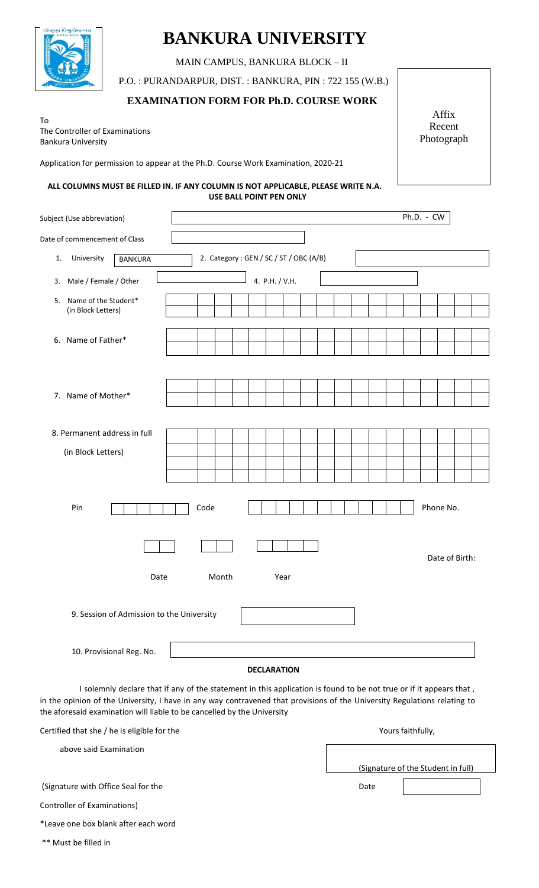# BANKURA UNIVERSITY

MAIN CAMPUS, BANKURA BLOCK – II

P.O. : PURANDARPUR, DIST. : BANKURA, PIN : 722 155 (W.B.)

## EXAMINATION FORM FOR Ph.D. COURSE WORK

Affix Recent Photograph

To
The Controller of Examinations
Bankura University

Application for permission to appear at the Ph.D. Course Work Examination, 2020-21

**ALL COLUMNS MUST BE FILLED IN. IF ANY COLUMN IS NOT APPLICABLE, PLEASE WRITE N.A.**
**USE BALL POINT PEN ONLY**

Subject (Use abbreviation) ____________________ Ph.D. - CW

Date of commencement of Class ____________________

1. University BANKURA
2. Category : GEN / SC / ST / OBC (A/B) ____________________
3. Male / Female / Other ____________________
4. P.H. / V.H. ____________________
5. Name of the Student* (in Block Letters) ____________________
6. Name of Father* ____________________
7. Name of Mother* ____________________
8. Permanent address in full (in Block Letters) ____________________

Pin ____________________ Code ____________________ Phone No. ____________________

Date of Birth: Date ____ Month ____ Year ____

9. Session of Admission to the University ____________________
10. Provisional Reg. No. ____________________

**DECLARATION**

I solemnly declare that if any of the statement in this application is found to be not true or if it appears that , in the opinion of the University, I have in any way contravened that provisions of the University Regulations relating to the aforesaid examination will liable to be cancelled by the University

Certified that she / he is eligible for the above said Examination

Yours faithfully,

(Signature of the Student in full)

(Signature with Office Seal for the Controller of Examinations)

Date ____________________

*Leave one box blank after each word

** Must be filled in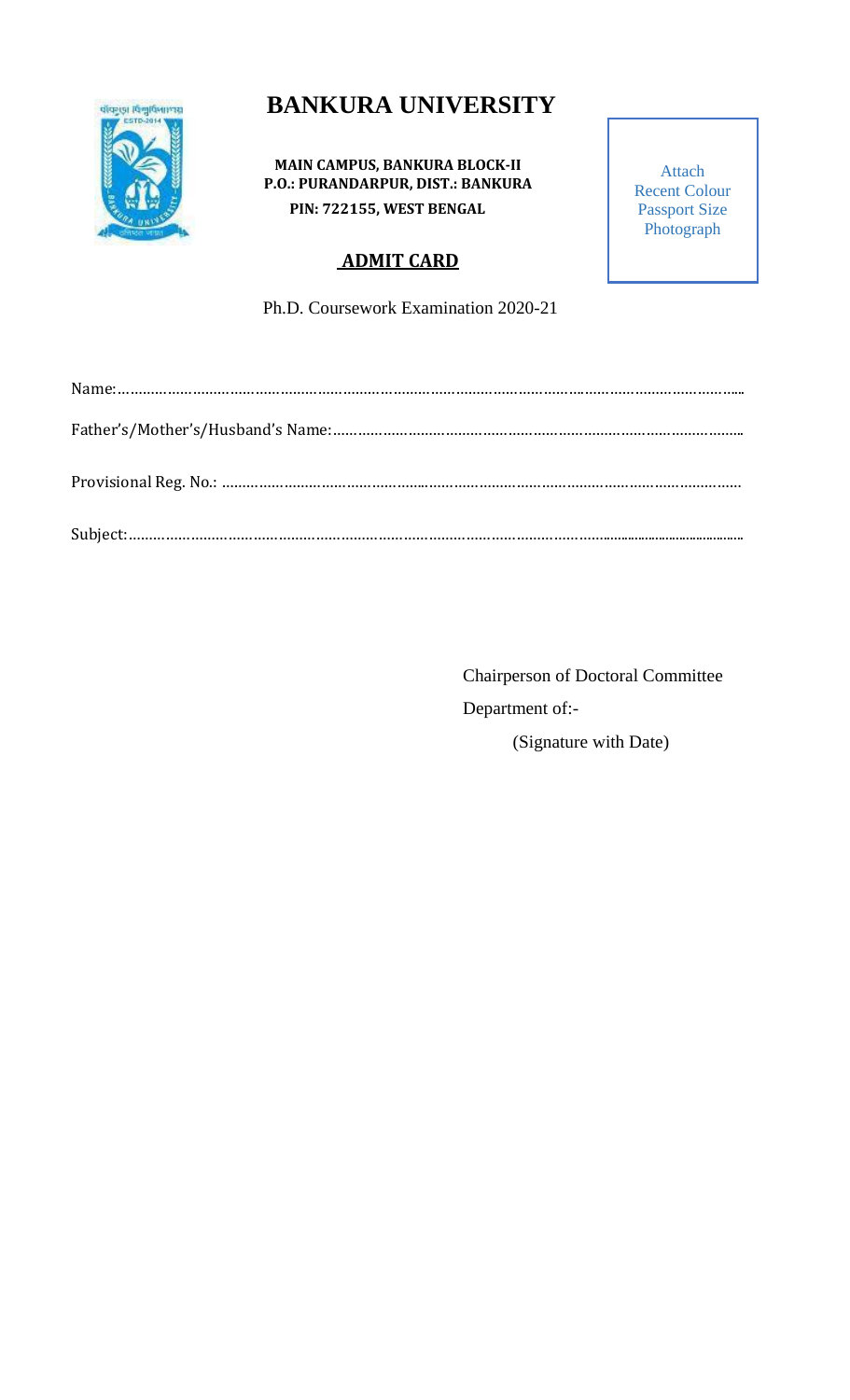# BANKURA UNIVERSITY

**MAIN CAMPUS, BANKURA BLOCK-II**
**P.O.: PURANDARPUR, DIST.: BANKURA**
**PIN: 722155, WEST BENGAL**

Attach Recent Colour Passport Size Photograph

## ADMIT CARD

Ph.D. Coursework Examination 2020-21

Name:……………………………………………………………………………………………………………………

Father's/Mother's/Husband's Name:……………………………………………………………………………

Provisional Reg. No.: ………………………………………………………………………………………………

Subject:………………………………………………………………………………………………………………

Chairperson of Doctoral Committee

Department of:-

(Signature with Date)